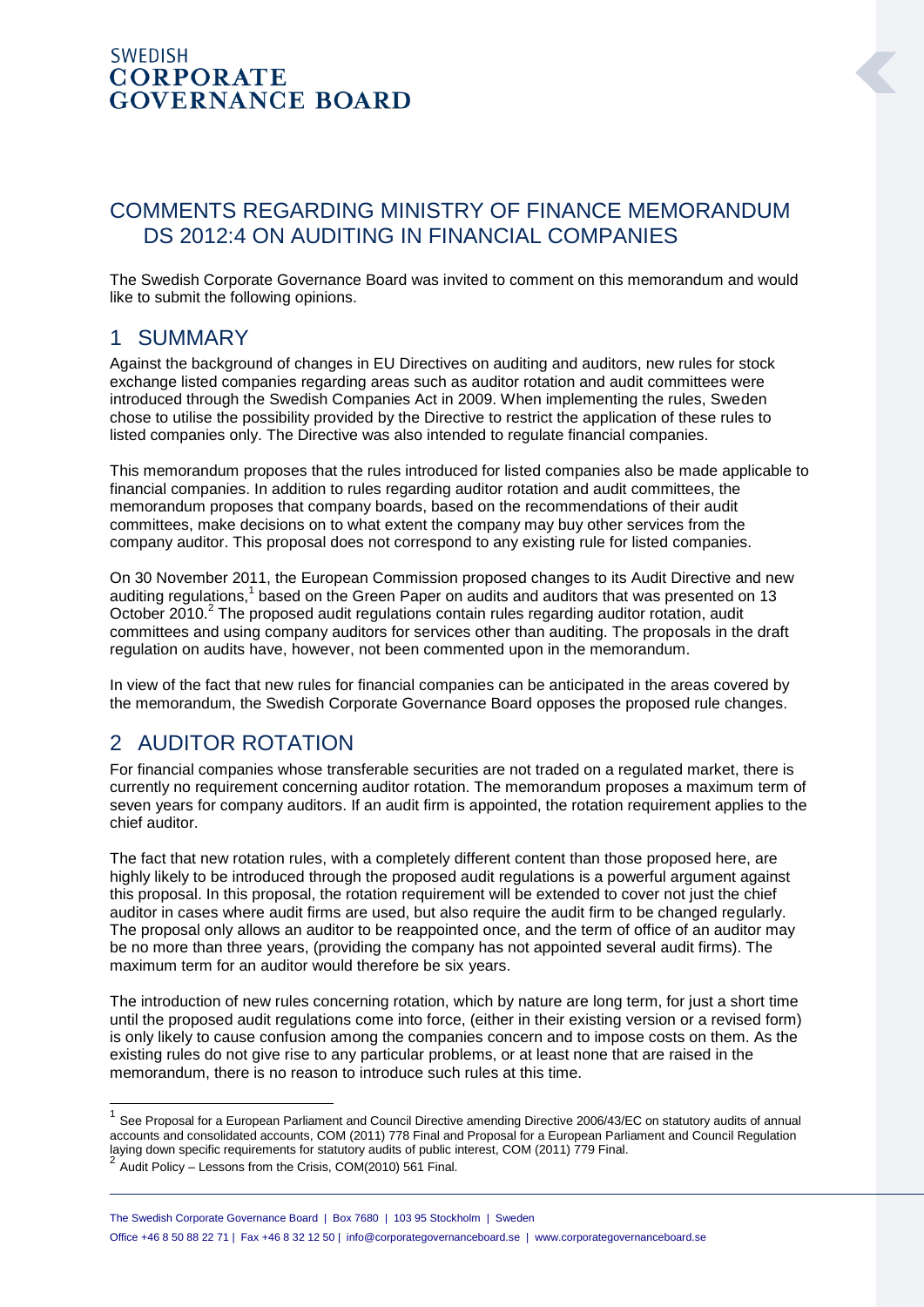SWEDISH
**CORPORATE GOVERNANCE BOARD**

# COMMENTS REGARDING MINISTRY OF FINANCE MEMORANDUM DS 2012:4 ON AUDITING IN FINANCIAL COMPANIES

The Swedish Corporate Governance Board was invited to comment on this memorandum and would like to submit the following opinions.

## 1 SUMMARY

Against the background of changes in EU Directives on auditing and auditors, new rules for stock exchange listed companies regarding areas such as auditor rotation and audit committees were introduced through the Swedish Companies Act in 2009. When implementing the rules, Sweden chose to utilise the possibility provided by the Directive to restrict the application of these rules to listed companies only. The Directive was also intended to regulate financial companies.

This memorandum proposes that the rules introduced for listed companies also be made applicable to financial companies. In addition to rules regarding auditor rotation and audit committees, the memorandum proposes that company boards, based on the recommendations of their audit committees, make decisions on to what extent the company may buy other services from the company auditor. This proposal does not correspond to any existing rule for listed companies.

On 30 November 2011, the European Commission proposed changes to its Audit Directive and new auditing regulations,[1] based on the Green Paper on audits and auditors that was presented on 13 October 2010.[2] The proposed audit regulations contain rules regarding auditor rotation, audit committees and using company auditors for services other than auditing. The proposals in the draft regulation on audits have, however, not been commented upon in the memorandum.

In view of the fact that new rules for financial companies can be anticipated in the areas covered by the memorandum, the Swedish Corporate Governance Board opposes the proposed rule changes.

## 2 AUDITOR ROTATION

For financial companies whose transferable securities are not traded on a regulated market, there is currently no requirement concerning auditor rotation. The memorandum proposes a maximum term of seven years for company auditors. If an audit firm is appointed, the rotation requirement applies to the chief auditor.

The fact that new rotation rules, with a completely different content than those proposed here, are highly likely to be introduced through the proposed audit regulations is a powerful argument against this proposal. In this proposal, the rotation requirement will be extended to cover not just the chief auditor in cases where audit firms are used, but also require the audit firm to be changed regularly. The proposal only allows an auditor to be reappointed once, and the term of office of an auditor may be no more than three years, (providing the company has not appointed several audit firms). The maximum term for an auditor would therefore be six years.

The introduction of new rules concerning rotation, which by nature are long term, for just a short time until the proposed audit regulations come into force, (either in their existing version or a revised form) is only likely to cause confusion among the companies concern and to impose costs on them. As the existing rules do not give rise to any particular problems, or at least none that are raised in the memorandum, there is no reason to introduce such rules at this time.

---

[1] See Proposal for a European Parliament and Council Directive amending Directive 2006/43/EC on statutory audits of annual accounts and consolidated accounts, COM (2011) 778 Final and Proposal for a European Parliament and Council Regulation laying down specific requirements for statutory audits of public interest, COM (2011) 779 Final.

[2] Audit Policy – Lessons from the Crisis, COM(2010) 561 Final.

The Swedish Corporate Governance Board | Box 7680 | 103 95 Stockholm | Sweden
Office +46 8 50 88 22 71 | Fax +46 8 32 12 50 | info@corporategovernanceboard.se | www.corporategovernanceboard.se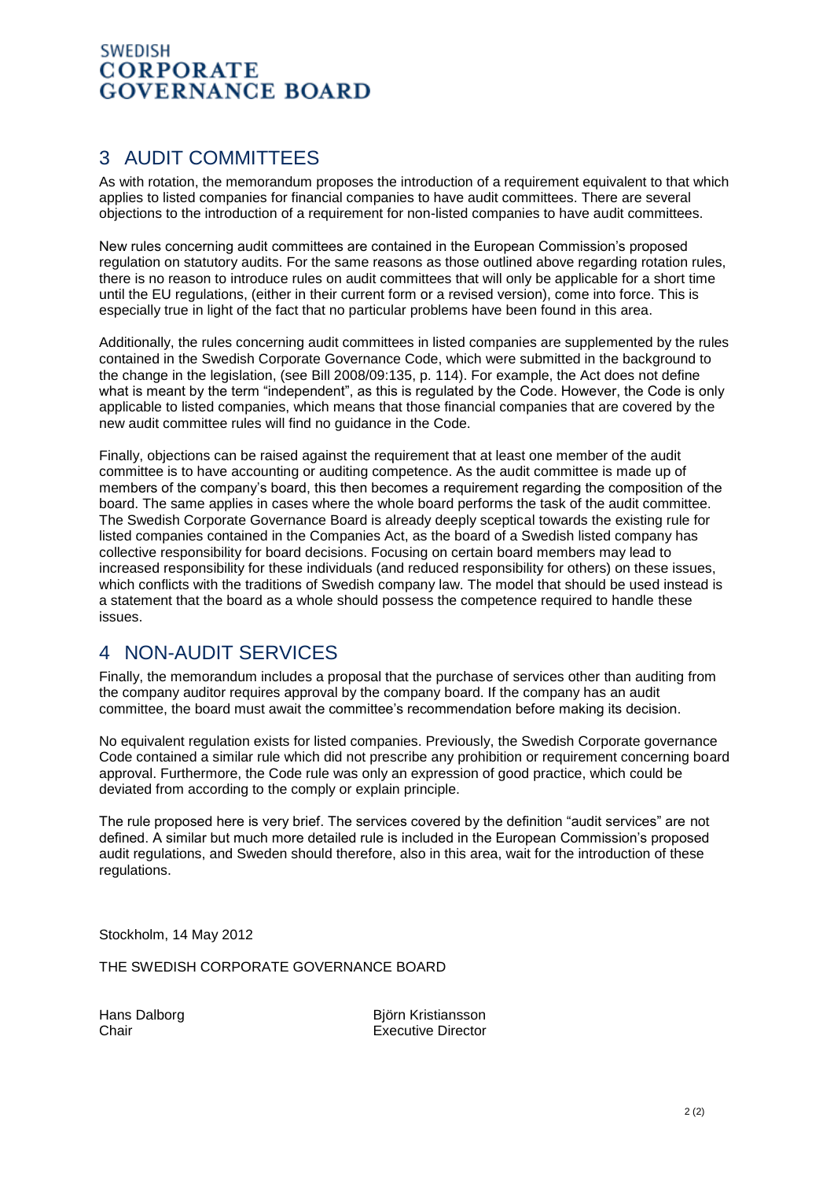## 3 AUDIT COMMITTEES

As with rotation, the memorandum proposes the introduction of a requirement equivalent to that which applies to listed companies for financial companies to have audit committees. There are several objections to the introduction of a requirement for non-listed companies to have audit committees.

New rules concerning audit committees are contained in the European Commission's proposed regulation on statutory audits. For the same reasons as those outlined above regarding rotation rules, there is no reason to introduce rules on audit committees that will only be applicable for a short time until the EU regulations, (either in their current form or a revised version), come into force. This is especially true in light of the fact that no particular problems have been found in this area.

Additionally, the rules concerning audit committees in listed companies are supplemented by the rules contained in the Swedish Corporate Governance Code, which were submitted in the background to the change in the legislation, (see Bill 2008/09:135, p. 114). For example, the Act does not define what is meant by the term "independent", as this is regulated by the Code. However, the Code is only applicable to listed companies, which means that those financial companies that are covered by the new audit committee rules will find no guidance in the Code.

Finally, objections can be raised against the requirement that at least one member of the audit committee is to have accounting or auditing competence. As the audit committee is made up of members of the company's board, this then becomes a requirement regarding the composition of the board. The same applies in cases where the whole board performs the task of the audit committee. The Swedish Corporate Governance Board is already deeply sceptical towards the existing rule for listed companies contained in the Companies Act, as the board of a Swedish listed company has collective responsibility for board decisions. Focusing on certain board members may lead to increased responsibility for these individuals (and reduced responsibility for others) on these issues, which conflicts with the traditions of Swedish company law. The model that should be used instead is a statement that the board as a whole should possess the competence required to handle these issues.

## 4 NON-AUDIT SERVICES

Finally, the memorandum includes a proposal that the purchase of services other than auditing from the company auditor requires approval by the company board. If the company has an audit committee, the board must await the committee's recommendation before making its decision.

No equivalent regulation exists for listed companies. Previously, the Swedish Corporate governance Code contained a similar rule which did not prescribe any prohibition or requirement concerning board approval. Furthermore, the Code rule was only an expression of good practice, which could be deviated from according to the comply or explain principle.

The rule proposed here is very brief. The services covered by the definition "audit services" are not defined. A similar but much more detailed rule is included in the European Commission's proposed audit regulations, and Sweden should therefore, also in this area, wait for the introduction of these regulations.

Stockholm, 14 May 2012

THE SWEDISH CORPORATE GOVERNANCE BOARD

Hans Dalborg
Chair

Björn Kristiansson
Executive Director